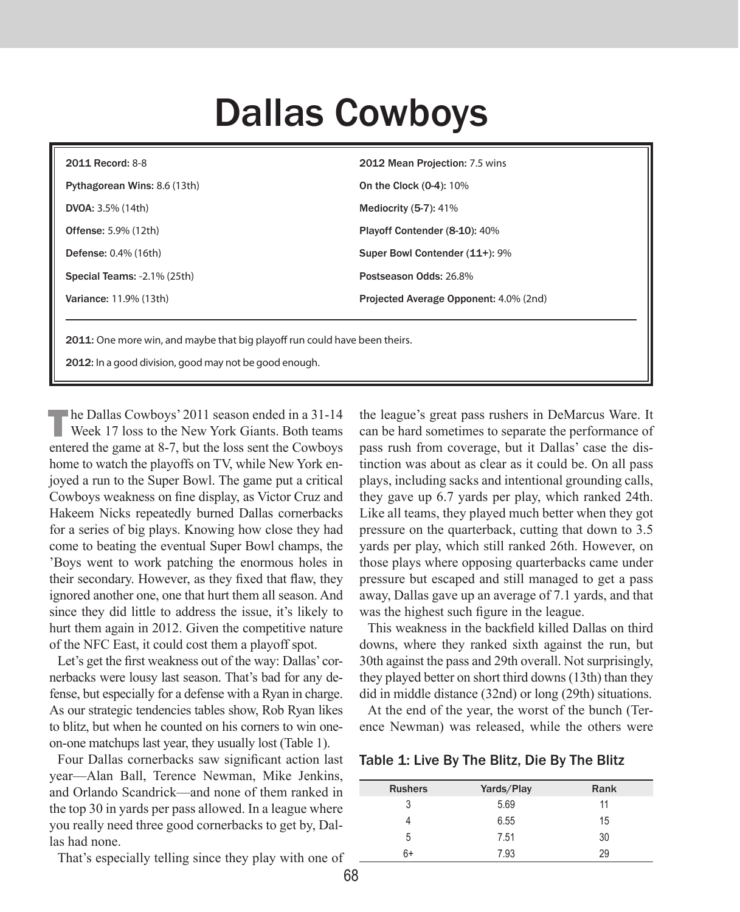# Dallas Cowboys

**2011 Record:** 8-8

**Pythagorean Wins:** 8.6 (13th)

**DVOA:** 3.5% (14th)

**Offense:** 5.9% (12th)

**Defense:** 0.4% (16th)

**Special Teams:** -2.1% (25th)

**Variance:** 11.9% (13th)

**2012 Mean Projection:** 7.5 wins

**On the Clock (0-4):** 10%

**Mediocrity (5-7):** 41%

**Playoff Contender (8-10):** 40%

**Super Bowl Contender (11+):** 9%

**Postseason Odds:** 26.8%

**Projected Average Opponent:** 4.0% (2nd)

**2011:** One more win, and maybe that big playoff run could have been theirs.

**2012:** In a good division, good may not be good enough.

The Dallas Cowboys' 2011 season ended in a 31-14 Week 17 loss to the New York Giants. Both teams entered the game at 8-7, but the loss sent the Cowboys home to watch the playoffs on TV, while New York enjoyed a run to the Super Bowl. The game put a critical Cowboys weakness on fine display, as Victor Cruz and Hakeem Nicks repeatedly burned Dallas cornerbacks for a series of big plays. Knowing how close they had come to beating the eventual Super Bowl champs, the 'Boys went to work patching the enormous holes in their secondary. However, as they fixed that flaw, they ignored another one, one that hurt them all season. And since they did little to address the issue, it's likely to hurt them again in 2012. Given the competitive nature of the NFC East, it could cost them a playoff spot.

Let's get the first weakness out of the way: Dallas' cornerbacks were lousy last season. That's bad for any defense, but especially for a defense with a Ryan in charge. As our strategic tendencies tables show, Rob Ryan likes to blitz, but when he counted on his corners to win one-on-one matchups last year, they usually lost (Table 1).

Four Dallas cornerbacks saw significant action last year—Alan Ball, Terence Newman, Mike Jenkins, and Orlando Scandrick—and none of them ranked in the top 30 in yards per pass allowed. In a league where you really need three good cornerbacks to get by, Dallas had none.

That's especially telling since they play with one of the league's great pass rushers in DeMarcus Ware. It can be hard sometimes to separate the performance of pass rush from coverage, but it Dallas' case the distinction was about as clear as it could be. On all pass plays, including sacks and intentional grounding calls, they gave up 6.7 yards per play, which ranked 24th. Like all teams, they played much better when they got pressure on the quarterback, cutting that down to 3.5 yards per play, which still ranked 26th. However, on those plays where opposing quarterbacks came under pressure but escaped and still managed to get a pass away, Dallas gave up an average of 7.1 yards, and that was the highest such figure in the league.

This weakness in the backfield killed Dallas on third downs, where they ranked sixth against the run, but 30th against the pass and 29th overall. Not surprisingly, they played better on short third downs (13th) than they did in middle distance (32nd) or long (29th) situations.

At the end of the year, the worst of the bunch (Terence Newman) was released, while the others were

**Table 1: Live By The Blitz, Die By The Blitz**

| Rushers | Yards/Play | Rank |
|---|---|---|
| 3 | 5.69 | 11 |
| 4 | 6.55 | 15 |
| 5 | 7.51 | 30 |
| 6+ | 7.93 | 29 |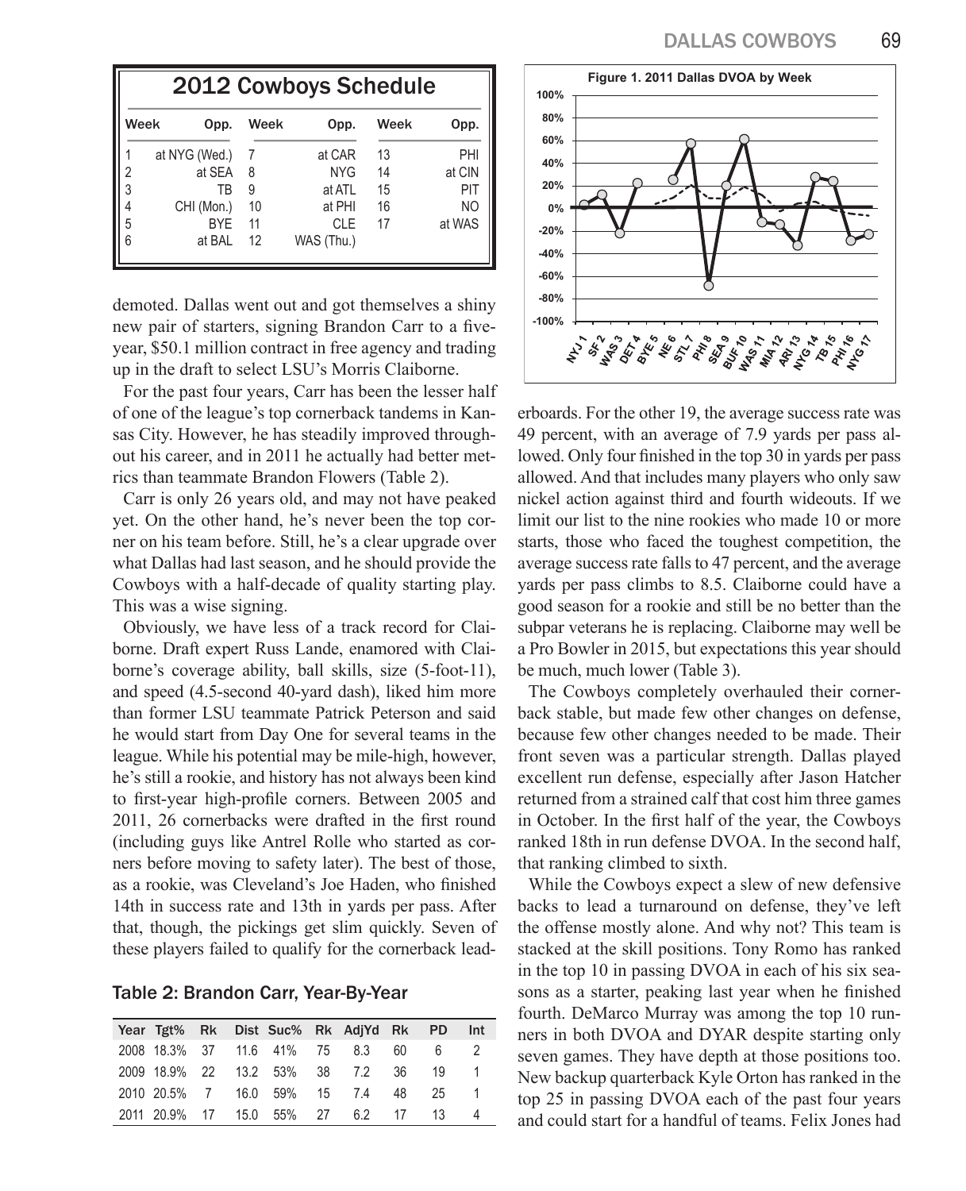## 2012 Cowboys Schedule

| Week | Opp. | Week | Opp. | Week | Opp. |
|---|---|---|---|---|---|
| 1 | at NYG (Wed.) | 7 | at CAR | 13 | PHI |
| 2 | at SEA | 8 | NYG | 14 | at CIN |
| 3 | TB | 9 | at ATL | 15 | PIT |
| 4 | CHI (Mon.) | 10 | at PHI | 16 | NO |
| 5 | BYE | 11 | CLE | 17 | at WAS |
| 6 | at BAL | 12 | WAS (Thu.) | | |

demoted. Dallas went out and got themselves a shiny new pair of starters, signing Brandon Carr to a five-year, $50.1 million contract in free agency and trading up in the draft to select LSU's Morris Claiborne.

For the past four years, Carr has been the lesser half of one of the league's top cornerback tandems in Kansas City. However, he has steadily improved throughout his career, and in 2011 he actually had better metrics than teammate Brandon Flowers (Table 2).

Carr is only 26 years old, and may not have peaked yet. On the other hand, he's never been the top corner on his team before. Still, he's a clear upgrade over what Dallas had last season, and he should provide the Cowboys with a half-decade of quality starting play. This was a wise signing.

Obviously, we have less of a track record for Claiborne. Draft expert Russ Lande, enamored with Claiborne's coverage ability, ball skills, size (5-foot-11), and speed (4.5-second 40-yard dash), liked him more than former LSU teammate Patrick Peterson and said he would start from Day One for several teams in the league. While his potential may be mile-high, however, he's still a rookie, and history has not always been kind to first-year high-profile corners. Between 2005 and 2011, 26 cornerbacks were drafted in the first round (including guys like Antrel Rolle who started as corners before moving to safety later). The best of those, as a rookie, was Cleveland's Joe Haden, who finished 14th in success rate and 13th in yards per pass. After that, though, the pickings get slim quickly. Seven of these players failed to qualify for the cornerback leaderboards. For the other 19, the average success rate was 49 percent, with an average of 7.9 yards per pass allowed. Only four finished in the top 30 in yards per pass allowed. And that includes many players who only saw nickel action against third and fourth wideouts. If we limit our list to the nine rookies who made 10 or more starts, those who faced the toughest competition, the average success rate falls to 47 percent, and the average yards per pass climbs to 8.5. Claiborne could have a good season for a rookie and still be no better than the subpar veterans he is replacing. Claiborne may well be a Pro Bowler in 2015, but expectations this year should be much, much lower (Table 3).

**Table 2: Brandon Carr, Year-By-Year**

| Year | Tgt% | Rk | Dist | Suc% | Rk | AdjYd | Rk | PD | Int |
|---|---|---|---|---|---|---|---|---|---|
| 2008 | 18.3% | 37 | 11.6 | 41% | 75 | 8.3 | 60 | 6 | 2 |
| 2009 | 18.9% | 22 | 13.2 | 53% | 38 | 7.2 | 36 | 19 | 1 |
| 2010 | 20.5% | 7 | 16.0 | 59% | 15 | 7.4 | 48 | 25 | 1 |
| 2011 | 20.9% | 17 | 15.0 | 55% | 27 | 6.2 | 17 | 13 | 4 |

**Figure 1. 2011 Dallas DVOA by Week**

The Cowboys completely overhauled their cornerback stable, but made few other changes on defense, because few other changes needed to be made. Their front seven was a particular strength. Dallas played excellent run defense, especially after Jason Hatcher returned from a strained calf that cost him three games in October. In the first half of the year, the Cowboys ranked 18th in run defense DVOA. In the second half, that ranking climbed to sixth.

While the Cowboys expect a slew of new defensive backs to lead a turnaround on defense, they've left the offense mostly alone. And why not? This team is stacked at the skill positions. Tony Romo has ranked in the top 10 in passing DVOA in each of his six seasons as a starter, peaking last year when he finished fourth. DeMarco Murray was among the top 10 runners in both DVOA and DYAR despite starting only seven games. They have depth at those positions too. New backup quarterback Kyle Orton has ranked in the top 25 in passing DVOA each of the past four years and could start for a handful of teams. Felix Jones had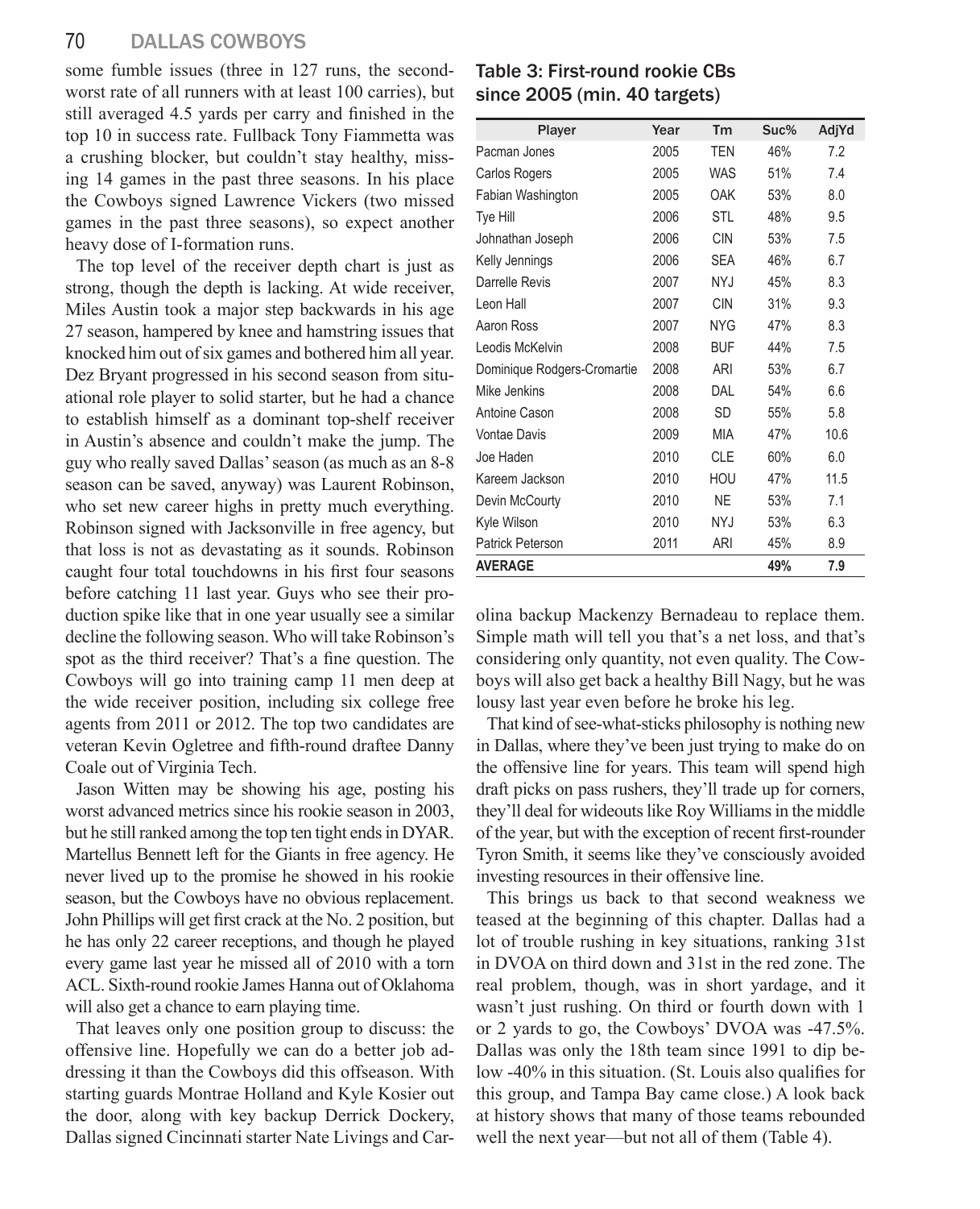some fumble issues (three in 127 runs, the second-worst rate of all runners with at least 100 carries), but still averaged 4.5 yards per carry and finished in the top 10 in success rate. Fullback Tony Fiammetta was a crushing blocker, but couldn't stay healthy, missing 14 games in the past three seasons. In his place the Cowboys signed Lawrence Vickers (two missed games in the past three seasons), so expect another heavy dose of I-formation runs.

The top level of the receiver depth chart is just as strong, though the depth is lacking. At wide receiver, Miles Austin took a major step backwards in his age 27 season, hampered by knee and hamstring issues that knocked him out of six games and bothered him all year. Dez Bryant progressed in his second season from situational role player to solid starter, but he had a chance to establish himself as a dominant top-shelf receiver in Austin's absence and couldn't make the jump. The guy who really saved Dallas' season (as much as an 8-8 season can be saved, anyway) was Laurent Robinson, who set new career highs in pretty much everything. Robinson signed with Jacksonville in free agency, but that loss is not as devastating as it sounds. Robinson caught four total touchdowns in his first four seasons before catching 11 last year. Guys who see their production spike like that in one year usually see a similar decline the following season. Who will take Robinson's spot as the third receiver? That's a fine question. The Cowboys will go into training camp 11 men deep at the wide receiver position, including six college free agents from 2011 or 2012. The top two candidates are veteran Kevin Ogletree and fifth-round draftee Danny Coale out of Virginia Tech.

Jason Witten may be showing his age, posting his worst advanced metrics since his rookie season in 2003, but he still ranked among the top ten tight ends in DYAR. Martellus Bennett left for the Giants in free agency. He never lived up to the promise he showed in his rookie season, but the Cowboys have no obvious replacement. John Phillips will get first crack at the No. 2 position, but he has only 22 career receptions, and though he played every game last year he missed all of 2010 with a torn ACL. Sixth-round rookie James Hanna out of Oklahoma will also get a chance to earn playing time.

That leaves only one position group to discuss: the offensive line. Hopefully we can do a better job addressing it than the Cowboys did this offseason. With starting guards Montrae Holland and Kyle Kosier out the door, along with key backup Derrick Dockery, Dallas signed Cincinnati starter Nate Livings and Carolina backup Mackenzy Bernadeau to replace them. Simple math will tell you that's a net loss, and that's considering only quantity, not even quality. The Cowboys will also get back a healthy Bill Nagy, but he was lousy last year even before he broke his leg.

That kind of see-what-sticks philosophy is nothing new in Dallas, where they've been just trying to make do on the offensive line for years. This team will spend high draft picks on pass rushers, they'll trade up for corners, they'll deal for wideouts like Roy Williams in the middle of the year, but with the exception of recent first-rounder Tyron Smith, it seems like they've consciously avoided investing resources in their offensive line.

This brings us back to that second weakness we teased at the beginning of this chapter. Dallas had a lot of trouble rushing in key situations, ranking 31st in DVOA on third down and 31st in the red zone. The real problem, though, was in short yardage, and it wasn't just rushing. On third or fourth down with 1 or 2 yards to go, the Cowboys' DVOA was -47.5%. Dallas was only the 18th team since 1991 to dip below -40% in this situation. (St. Louis also qualifies for this group, and Tampa Bay came close.) A look back at history shows that many of those teams rebounded well the next year—but not all of them (Table 4).

**Table 3: First-round rookie CBs since 2005 (min. 40 targets)**

| Player | Year | Tm | Suc% | AdjYd |
|---|---|---|---|---|
| Pacman Jones | 2005 | TEN | 46% | 7.2 |
| Carlos Rogers | 2005 | WAS | 51% | 7.4 |
| Fabian Washington | 2005 | OAK | 53% | 8.0 |
| Tye Hill | 2006 | STL | 48% | 9.5 |
| Johnathan Joseph | 2006 | CIN | 53% | 7.5 |
| Kelly Jennings | 2006 | SEA | 46% | 6.7 |
| Darrelle Revis | 2007 | NYJ | 45% | 8.3 |
| Leon Hall | 2007 | CIN | 31% | 9.3 |
| Aaron Ross | 2007 | NYG | 47% | 8.3 |
| Leodis McKelvin | 2008 | BUF | 44% | 7.5 |
| Dominique Rodgers-Cromartie | 2008 | ARI | 53% | 6.7 |
| Mike Jenkins | 2008 | DAL | 54% | 6.6 |
| Antoine Cason | 2008 | SD | 55% | 5.8 |
| Vontae Davis | 2009 | MIA | 47% | 10.6 |
| Joe Haden | 2010 | CLE | 60% | 6.0 |
| Kareem Jackson | 2010 | HOU | 47% | 11.5 |
| Devin McCourty | 2010 | NE | 53% | 7.1 |
| Kyle Wilson | 2010 | NYJ | 53% | 6.3 |
| Patrick Peterson | 2011 | ARI | 45% | 8.9 |
| **AVERAGE** | | | **49%** | **7.9** |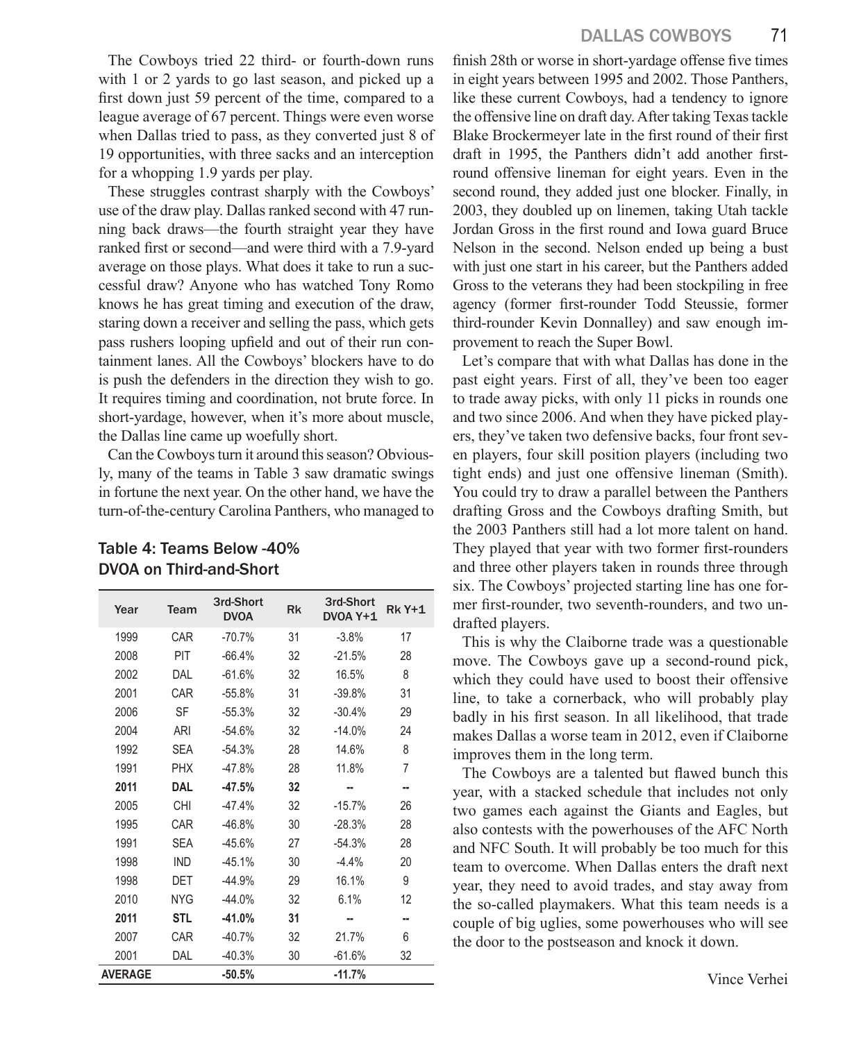The Cowboys tried 22 third- or fourth-down runs with 1 or 2 yards to go last season, and picked up a first down just 59 percent of the time, compared to a league average of 67 percent. Things were even worse when Dallas tried to pass, as they converted just 8 of 19 opportunities, with three sacks and an interception for a whopping 1.9 yards per play.

These struggles contrast sharply with the Cowboys' use of the draw play. Dallas ranked second with 47 running back draws—the fourth straight year they have ranked first or second—and were third with a 7.9-yard average on those plays. What does it take to run a successful draw? Anyone who has watched Tony Romo knows he has great timing and execution of the draw, staring down a receiver and selling the pass, which gets pass rushers looping upfield and out of their run containment lanes. All the Cowboys' blockers have to do is push the defenders in the direction they wish to go. It requires timing and coordination, not brute force. In short-yardage, however, when it's more about muscle, the Dallas line came up woefully short.

Can the Cowboys turn it around this season? Obviously, many of the teams in Table 3 saw dramatic swings in fortune the next year. On the other hand, we have the turn-of-the-century Carolina Panthers, who managed to finish 28th or worse in short-yardage offense five times in eight years between 1995 and 2002. Those Panthers, like these current Cowboys, had a tendency to ignore the offensive line on draft day. After taking Texas tackle Blake Brockermeyer late in the first round of their first draft in 1995, the Panthers didn't add another first-round offensive lineman for eight years. Even in the second round, they added just one blocker. Finally, in 2003, they doubled up on linemen, taking Utah tackle Jordan Gross in the first round and Iowa guard Bruce Nelson in the second. Nelson ended up being a bust with just one start in his career, but the Panthers added Gross to the veterans they had been stockpiling in free agency (former first-rounder Todd Steussie, former third-rounder Kevin Donnalley) and saw enough improvement to reach the Super Bowl.

### Table 4: Teams Below -40% DVOA on Third-and-Short

| Year | Team | 3rd-Short DVOA | Rk | 3rd-Short DVOA Y+1 | Rk Y+1 |
|---|---|---|---|---|---|
| 1999 | CAR | -70.7% | 31 | -3.8% | 17 |
| 2008 | PIT | -66.4% | 32 | -21.5% | 28 |
| 2002 | DAL | -61.6% | 32 | 16.5% | 8 |
| 2001 | CAR | -55.8% | 31 | -39.8% | 31 |
| 2006 | SF | -55.3% | 32 | -30.4% | 29 |
| 2004 | ARI | -54.6% | 32 | -14.0% | 24 |
| 1992 | SEA | -54.3% | 28 | 14.6% | 8 |
| 1991 | PHX | -47.8% | 28 | 11.8% | 7 |
| **2011** | **DAL** | **-47.5%** | **32** | **--** | **--** |
| 2005 | CHI | -47.4% | 32 | -15.7% | 26 |
| 1995 | CAR | -46.8% | 30 | -28.3% | 28 |
| 1991 | SEA | -45.6% | 27 | -54.3% | 28 |
| 1998 | IND | -45.1% | 30 | -4.4% | 20 |
| 1998 | DET | -44.9% | 29 | 16.1% | 9 |
| 2010 | NYG | -44.0% | 32 | 6.1% | 12 |
| **2011** | **STL** | **-41.0%** | **31** | **--** | **--** |
| 2007 | CAR | -40.7% | 32 | 21.7% | 6 |
| 2001 | DAL | -40.3% | 30 | -61.6% | 32 |
| **AVERAGE** | | **-50.5%** | | **-11.7%** | |

Let's compare that with what Dallas has done in the past eight years. First of all, they've been too eager to trade away picks, with only 11 picks in rounds one and two since 2006. And when they have picked players, they've taken two defensive backs, four front seven players, four skill position players (including two tight ends) and just one offensive lineman (Smith). You could try to draw a parallel between the Panthers drafting Gross and the Cowboys drafting Smith, but the 2003 Panthers still had a lot more talent on hand. They played that year with two former first-rounders and three other players taken in rounds three through six. The Cowboys' projected starting line has one former first-rounder, two seventh-rounders, and two undrafted players.

This is why the Claiborne trade was a questionable move. The Cowboys gave up a second-round pick, which they could have used to boost their offensive line, to take a cornerback, who will probably play badly in his first season. In all likelihood, that trade makes Dallas a worse team in 2012, even if Claiborne improves them in the long term.

The Cowboys are a talented but flawed bunch this year, with a stacked schedule that includes not only two games each against the Giants and Eagles, but also contests with the powerhouses of the AFC North and NFC South. It will probably be too much for this team to overcome. When Dallas enters the draft next year, they need to avoid trades, and stay away from the so-called playmakers. What this team needs is a couple of big uglies, some powerhouses who will see the door to the postseason and knock it down.

Vince Verhei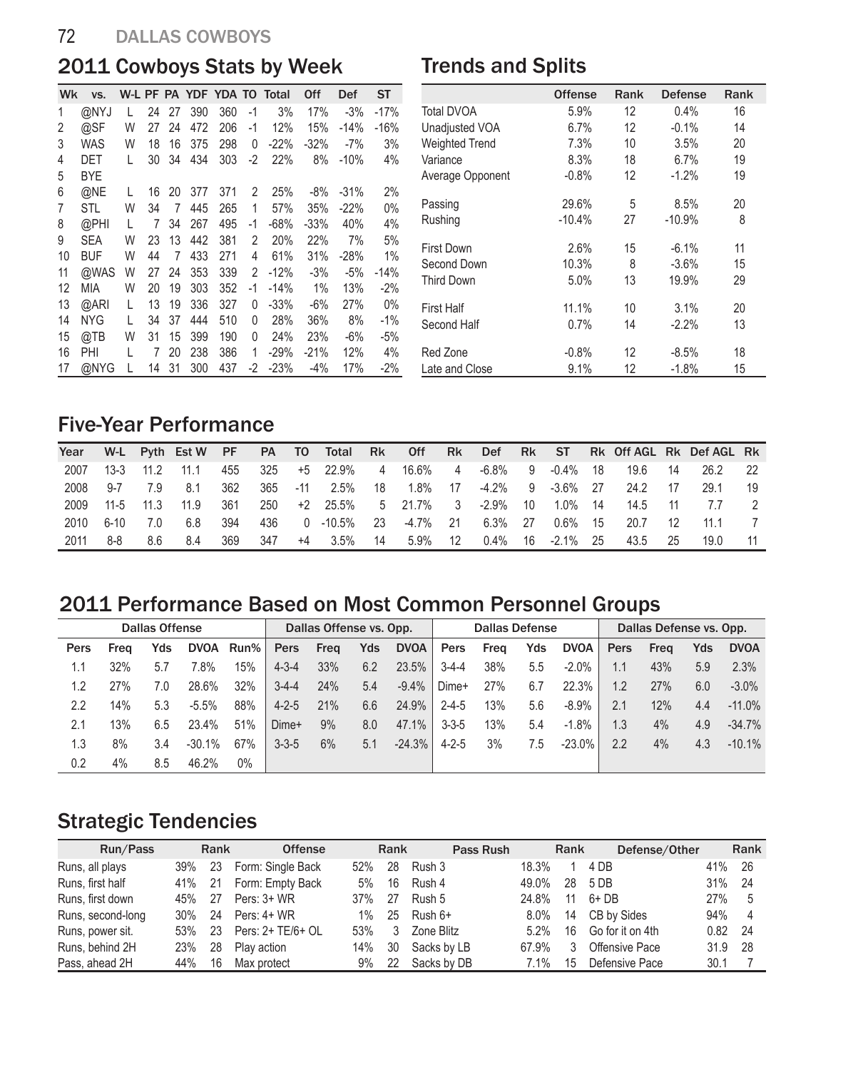## 2011 Cowboys Stats by Week

| Wk | vs. | W-L | PF | PA | YDF | YDA | TO | Total | Off | Def | ST |
|---|---|---|---|---|---|---|---|---|---|---|---|
| 1 | @NYJ | L | 24 | 27 | 390 | 360 | -1 | 3% | 17% | -3% | -17% |
| 2 | @SF | W | 27 | 24 | 472 | 206 | -1 | 12% | 15% | -14% | -16% |
| 3 | WAS | W | 18 | 16 | 375 | 298 | 0 | -22% | -32% | -7% | 3% |
| 4 | DET | L | 30 | 34 | 434 | 303 | -2 | 22% | 8% | -10% | 4% |
| 5 | BYE | | | | | | | | | | |
| 6 | @NE | L | 16 | 20 | 377 | 371 | 2 | 25% | -8% | -31% | 2% |
| 7 | STL | W | 34 | 7 | 445 | 265 | 1 | 57% | 35% | -22% | 0% |
| 8 | @PHI | L | 7 | 34 | 267 | 495 | -1 | -68% | -33% | 40% | 4% |
| 9 | SEA | W | 23 | 13 | 442 | 381 | 2 | 20% | 22% | 7% | 5% |
| 10 | BUF | W | 44 | 7 | 433 | 271 | 4 | 61% | 31% | -28% | 1% |
| 11 | @WAS | W | 27 | 24 | 353 | 339 | 2 | -12% | -3% | -5% | -14% |
| 12 | MIA | W | 20 | 19 | 303 | 352 | -1 | -14% | 1% | 13% | -2% |
| 13 | @ARI | L | 13 | 19 | 336 | 327 | 0 | -33% | -6% | 27% | 0% |
| 14 | NYG | L | 34 | 37 | 444 | 510 | 0 | 28% | 36% | 8% | -1% |
| 15 | @TB | W | 31 | 15 | 399 | 190 | 0 | 24% | 23% | -6% | -5% |
| 16 | PHI | L | 7 | 20 | 238 | 386 | 1 | -29% | -21% | 12% | 4% |
| 17 | @NYG | L | 14 | 31 | 300 | 437 | -2 | -23% | -4% | 17% | -2% |

## Trends and Splits

| | Offense | Rank | Defense | Rank |
|---|---|---|---|---|
| Total DVOA | 5.9% | 12 | 0.4% | 16 |
| Unadjusted VOA | 6.7% | 12 | -0.1% | 14 |
| Weighted Trend | 7.3% | 10 | 3.5% | 20 |
| Variance | 8.3% | 18 | 6.7% | 19 |
| Average Opponent | -0.8% | 12 | -1.2% | 19 |
| Passing | 29.6% | 5 | 8.5% | 20 |
| Rushing | -10.4% | 27 | -10.9% | 8 |
| First Down | 2.6% | 15 | -6.1% | 11 |
| Second Down | 10.3% | 8 | -3.6% | 15 |
| Third Down | 5.0% | 13 | 19.9% | 29 |
| First Half | 11.1% | 10 | 3.1% | 20 |
| Second Half | 0.7% | 14 | -2.2% | 13 |
| Red Zone | -0.8% | 12 | -8.5% | 18 |
| Late and Close | 9.1% | 12 | -1.8% | 15 |

## Five-Year Performance

| Year | W-L | Pyth | Est W | PF | PA | TO | Total | Rk | Off | Rk | Def | Rk | ST | Rk | Off AGL | Rk | Def AGL | Rk |
|---|---|---|---|---|---|---|---|---|---|---|---|---|---|---|---|---|---|---|
| 2007 | 13-3 | 11.2 | 11.1 | 455 | 325 | +5 | 22.9% | 4 | 16.6% | 4 | -6.8% | 9 | -0.4% | 18 | 19.6 | 14 | 26.2 | 22 |
| 2008 | 9-7 | 7.9 | 8.1 | 362 | 365 | -11 | 2.5% | 18 | 1.8% | 17 | -4.2% | 9 | -3.6% | 27 | 24.2 | 17 | 29.1 | 19 |
| 2009 | 11-5 | 11.3 | 11.9 | 361 | 250 | +2 | 25.5% | 5 | 21.7% | 3 | -2.9% | 10 | 1.0% | 14 | 14.5 | 11 | 7.7 | 2 |
| 2010 | 6-10 | 7.0 | 6.8 | 394 | 436 | 0 | -10.5% | 23 | -4.7% | 21 | 6.3% | 27 | 0.6% | 15 | 20.7 | 12 | 11.1 | 7 |
| 2011 | 8-8 | 8.6 | 8.4 | 369 | 347 | +4 | 3.5% | 14 | 5.9% | 12 | 0.4% | 16 | -2.1% | 25 | 43.5 | 25 | 19.0 | 11 |

## 2011 Performance Based on Most Common Personnel Groups

| Dallas Offense | | | | | Dallas Offense vs. Opp. | | | | Dallas Defense | | | | Dallas Defense vs. Opp. | | | |
|---|---|---|---|---|---|---|---|---|---|---|---|---|---|---|---|---|
| Pers | Freq | Yds | DVOA | Run% | Pers | Freq | Yds | DVOA | Pers | Freq | Yds | DVOA | Pers | Freq | Yds | DVOA |
| 1.1 | 32% | 5.7 | 7.8% | 15% | 4-3-4 | 33% | 6.2 | 23.5% | 3-4-4 | 38% | 5.5 | -2.0% | 1.1 | 43% | 5.9 | 2.3% |
| 1.2 | 27% | 7.0 | 28.6% | 32% | 3-4-4 | 24% | 5.4 | -9.4% | Dime+ | 27% | 6.7 | 22.3% | 1.2 | 27% | 6.0 | -3.0% |
| 2.2 | 14% | 5.3 | -5.5% | 88% | 4-2-5 | 21% | 6.6 | 24.9% | 2-4-5 | 13% | 5.6 | -8.9% | 2.1 | 12% | 4.4 | -11.0% |
| 2.1 | 13% | 6.5 | 23.4% | 51% | Dime+ | 9% | 8.0 | 47.1% | 3-3-5 | 13% | 5.4 | -1.8% | 1.3 | 4% | 4.9 | -34.7% |
| 1.3 | 8% | 3.4 | -30.1% | 67% | 3-3-5 | 6% | 5.1 | -24.3% | 4-2-5 | 3% | 7.5 | -23.0% | 2.2 | 4% | 4.3 | -10.1% |
| 0.2 | 4% | 8.5 | 46.2% | 0% | | | | | | | | | | | | |

## Strategic Tendencies

| Run/Pass | | Rank | Offense | | Rank | Pass Rush | | Rank | Defense/Other | | Rank |
|---|---|---|---|---|---|---|---|---|---|---|---|
| Runs, all plays | 39% | 23 | Form: Single Back | 52% | 28 | Rush 3 | 18.3% | 1 | 4 DB | 41% | 26 |
| Runs, first half | 41% | 21 | Form: Empty Back | 5% | 16 | Rush 4 | 49.0% | 28 | 5 DB | 31% | 24 |
| Runs, first down | 45% | 27 | Pers: 3+ WR | 37% | 27 | Rush 5 | 24.8% | 11 | 6+ DB | 27% | 5 |
| Runs, second-long | 30% | 24 | Pers: 4+ WR | 1% | 25 | Rush 6+ | 8.0% | 14 | CB by Sides | 94% | 4 |
| Runs, power sit. | 53% | 23 | Pers: 2+ TE/6+ OL | 53% | 3 | Zone Blitz | 5.2% | 16 | Go for it on 4th | 0.82 | 24 |
| Runs, behind 2H | 23% | 28 | Play action | 14% | 30 | Sacks by LB | 67.9% | 3 | Offensive Pace | 31.9 | 28 |
| Pass, ahead 2H | 44% | 16 | Max protect | 9% | 22 | Sacks by DB | 7.1% | 15 | Defensive Pace | 30.1 | 7 |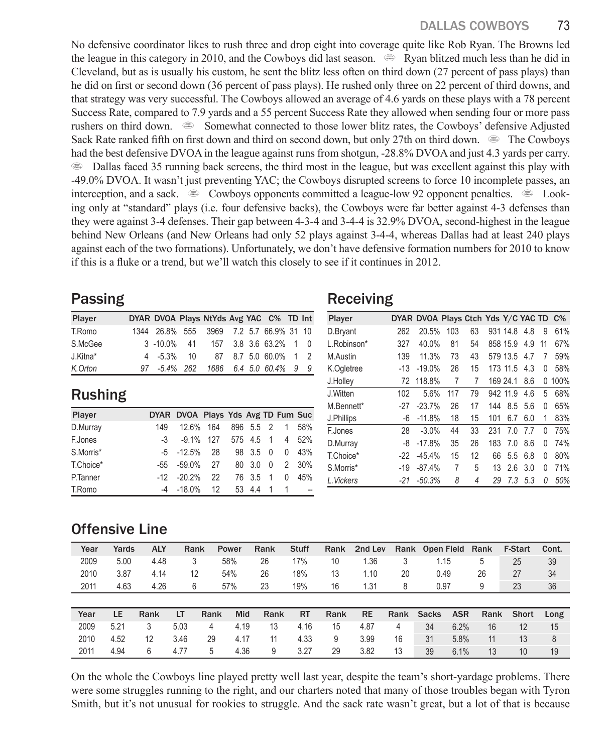No defensive coordinator likes to rush three and drop eight into coverage quite like Rob Ryan. The Browns led the league in this category in 2010, and the Cowboys did last season. Ryan blitzed much less than he did in Cleveland, but as is usually his custom, he sent the blitz less often on third down (27 percent of pass plays) than he did on first or second down (36 percent of pass plays). He rushed only three on 22 percent of third downs, and that strategy was very successful. The Cowboys allowed an average of 4.6 yards on these plays with a 78 percent Success Rate, compared to 7.9 yards and a 55 percent Success Rate they allowed when sending four or more pass rushers on third down. Somewhat connected to those lower blitz rates, the Cowboys' defensive Adjusted Sack Rate ranked fifth on first down and third on second down, but only 27th on third down. The Cowboys had the best defensive DVOA in the league against runs from shotgun, -28.8% DVOA and just 4.3 yards per carry. Dallas faced 35 running back screens, the third most in the league, but was excellent against this play with -49.0% DVOA. It wasn't just preventing YAC; the Cowboys disrupted screens to force 10 incomplete passes, an interception, and a sack. Cowboys opponents committed a league-low 92 opponent penalties. Looking only at "standard" plays (i.e. four defensive backs), the Cowboys were far better against 4-3 defenses than they were against 3-4 defenses. Their gap between 4-3-4 and 3-4-4 is 32.9% DVOA, second-highest in the league behind New Orleans (and New Orleans had only 52 plays against 3-4-4, whereas Dallas had at least 240 plays against each of the two formations). Unfortunately, we don't have defensive formation numbers for 2010 to know if this is a fluke or a trend, but we'll watch this closely to see if it continues in 2012.

## Passing

| Player | DYAR | DVOA | Plays | NtYds | Avg | YAC | C% | TD | Int |
|---|---|---|---|---|---|---|---|---|---|
| T.Romo | 1344 | 26.8% | 555 | 3969 | 7.2 | 5.7 | 66.9% | 31 | 10 |
| S.McGee | 3 | -10.0% | 41 | 157 | 3.8 | 3.6 | 63.2% | 1 | 0 |
| J.Kitna* | 4 | -5.3% | 10 | 87 | 8.7 | 5.0 | 60.0% | 1 | 2 |
| *K.Orton* | *97* | *-5.4%* | *262* | *1686* | *6.4* | *5.0* | *60.4%* | *9* | *9* |

## Rushing

| Player | DYAR | DVOA | Plays | Yds | Avg | TD | Fum | Suc |
|---|---|---|---|---|---|---|---|---|
| D.Murray | 149 | 12.6% | 164 | 896 | 5.5 | 2 | 1 | 58% |
| F.Jones | -3 | -9.1% | 127 | 575 | 4.5 | 1 | 4 | 52% |
| S.Morris* | -5 | -12.5% | 28 | 98 | 3.5 | 0 | 0 | 43% |
| T.Choice* | -55 | -59.0% | 27 | 80 | 3.0 | 0 | 2 | 30% |
| P.Tanner | -12 | -20.2% | 22 | 76 | 3.5 | 1 | 0 | 45% |
| T.Romo | -4 | -18.0% | 12 | 53 | 4.4 | 1 | 1 | -- |

## Receiving

| Player | DYAR | DVOA | Plays | Ctch | Yds | Y/C | YAC | TD | C% |
|---|---|---|---|---|---|---|---|---|---|
| D.Bryant | 262 | 20.5% | 103 | 63 | 931 | 14.8 | 4.8 | 9 | 61% |
| L.Robinson* | 327 | 40.0% | 81 | 54 | 858 | 15.9 | 4.9 | 11 | 67% |
| M.Austin | 139 | 11.3% | 73 | 43 | 579 | 13.5 | 4.7 | 7 | 59% |
| K.Ogletree | -13 | -19.0% | 26 | 15 | 173 | 11.5 | 4.3 | 0 | 58% |
| J.Holley | 72 | 118.8% | 7 | 7 | 169 | 24.1 | 8.6 | 0 | 100% |
| J.Witten | 102 | 5.6% | 117 | 79 | 942 | 11.9 | 4.6 | 5 | 68% |
| M.Bennett* | -27 | -23.7% | 26 | 17 | 144 | 8.5 | 5.6 | 0 | 65% |
| J.Phillips | -6 | -11.8% | 18 | 15 | 101 | 6.7 | 6.0 | 1 | 83% |
| F.Jones | 28 | -3.0% | 44 | 33 | 231 | 7.0 | 7.7 | 0 | 75% |
| D.Murray | -8 | -17.8% | 35 | 26 | 183 | 7.0 | 8.6 | 0 | 74% |
| T.Choice* | -22 | -45.4% | 15 | 12 | 66 | 5.5 | 6.8 | 0 | 80% |
| S.Morris* | -19 | -87.4% | 7 | 5 | 13 | 2.6 | 3.0 | 0 | 71% |
| *L.Vickers* | *-21* | *-50.3%* | *8* | *4* | *29* | *7.3* | *5.3* | *0* | *50%* |

## Offensive Line

| Year | Yards | ALY | Rank | Power | Rank | Stuff | Rank | 2nd Lev | Rank | Open Field | Rank | F-Start | Cont. |
|---|---|---|---|---|---|---|---|---|---|---|---|---|---|
| 2009 | 5.00 | 4.48 | 3 | 58% | 26 | 17% | 10 | 1.36 | 3 | 1.15 | 5 | 25 | 39 |
| 2010 | 3.87 | 4.14 | 12 | 54% | 26 | 18% | 13 | 1.10 | 20 | 0.49 | 26 | 27 | 34 |
| 2011 | 4.63 | 4.26 | 6 | 57% | 23 | 19% | 16 | 1.31 | 8 | 0.97 | 9 | 23 | 36 |

| Year | LE | Rank | LT | Rank | Mid | Rank | RT | Rank | RE | Rank | Sacks | ASR | Rank | Short | Long |
|---|---|---|---|---|---|---|---|---|---|---|---|---|---|---|---|
| 2009 | 5.21 | 3 | 5.03 | 4 | 4.19 | 13 | 4.16 | 15 | 4.87 | 4 | 34 | 6.2% | 16 | 12 | 15 |
| 2010 | 4.52 | 12 | 3.46 | 29 | 4.17 | 11 | 4.33 | 9 | 3.99 | 16 | 31 | 5.8% | 11 | 13 | 8 |
| 2011 | 4.94 | 6 | 4.77 | 5 | 4.36 | 9 | 3.27 | 29 | 3.82 | 13 | 39 | 6.1% | 13 | 10 | 19 |

On the whole the Cowboys line played pretty well last year, despite the team's short-yardage problems. There were some struggles running to the right, and our charters noted that many of those troubles began with Tyron Smith, but it's not unusual for rookies to struggle. And the sack rate wasn't great, but a lot of that is because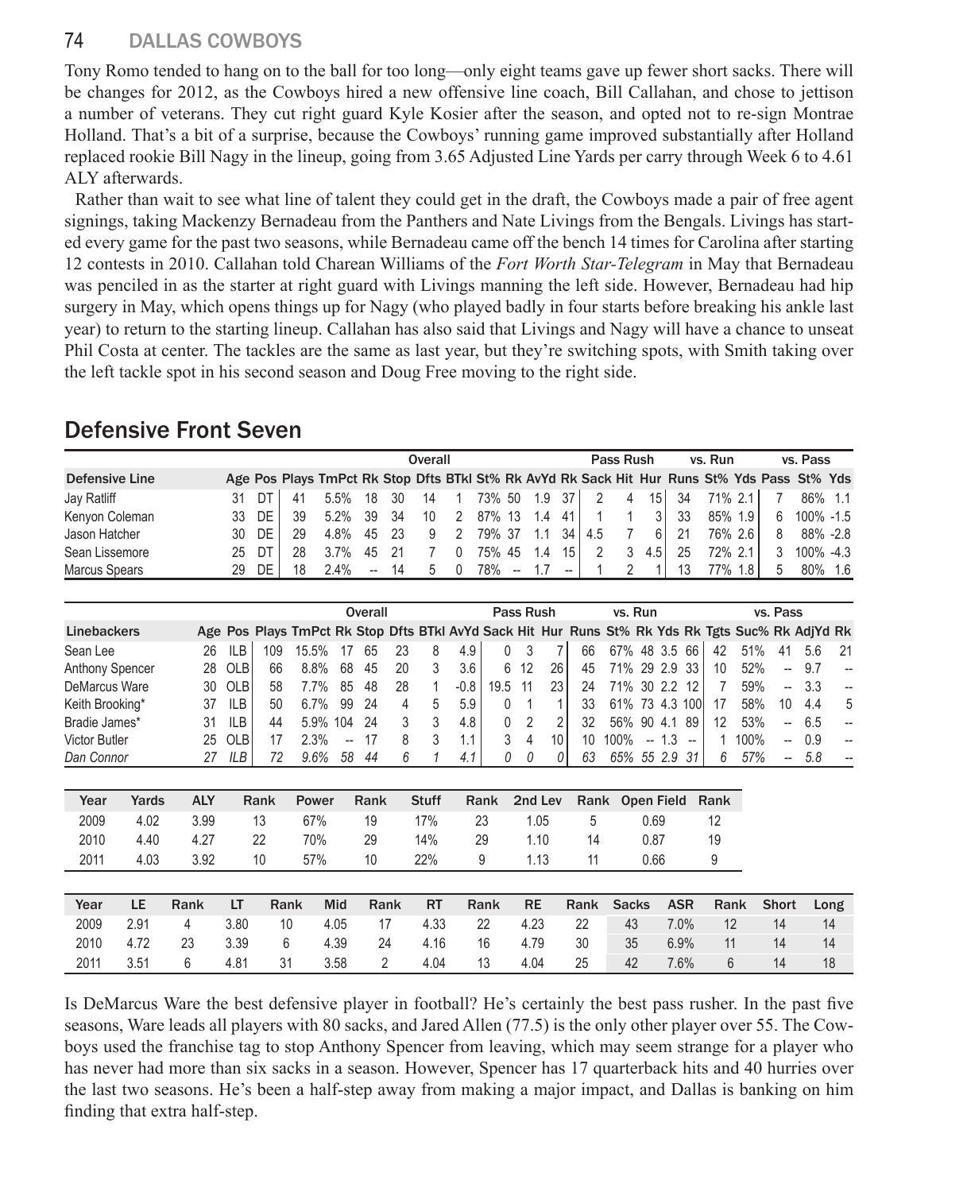Tony Romo tended to hang on to the ball for too long—only eight teams gave up fewer short sacks. There will be changes for 2012, as the Cowboys hired a new offensive line coach, Bill Callahan, and chose to jettison a number of veterans. They cut right guard Kyle Kosier after the season, and opted not to re-sign Montrae Holland. That's a bit of a surprise, because the Cowboys' running game improved substantially after Holland replaced rookie Bill Nagy in the lineup, going from 3.65 Adjusted Line Yards per carry through Week 6 to 4.61 ALY afterwards.

Rather than wait to see what line of talent they could get in the draft, the Cowboys made a pair of free agent signings, taking Mackenzy Bernadeau from the Panthers and Nate Livings from the Bengals. Livings has started every game for the past two seasons, while Bernadeau came off the bench 14 times for Carolina after starting 12 contests in 2010. Callahan told Charean Williams of the *Fort Worth Star-Telegram* in May that Bernadeau was penciled in as the starter at right guard with Livings manning the left side. However, Bernadeau had hip surgery in May, which opens things up for Nagy (who played badly in four starts before breaking his ankle last year) to return to the starting lineup. Callahan has also said that Livings and Nagy will have a chance to unseat Phil Costa at center. The tackles are the same as last year, but they're switching spots, with Smith taking over the left tackle spot in his second season and Doug Free moving to the right side.

## Defensive Front Seven

| | | | Overall | | | | | | | | | | Pass Rush | | | vs. Run | | | vs. Pass | | |
|---|---|---|---|---|---|---|---|---|---|---|---|---|---|---|---|---|---|---|---|---|---|
| **Defensive Line** | **Age** | **Pos** | **Plays** | **TmPct** | **Rk** | **Stop** | **Dfts** | **BTkl** | **St%** | **Rk** | **AvYd** | **Rk** | **Sack** | **Hit** | **Hur** | **Runs** | **St%** | **Yds** | **Pass** | **St%** | **Yds** |
| Jay Ratliff | 31 | DT | 41 | 5.5% | 18 | 30 | 14 | 1 | 73% | 50 | 1.9 | 37 | 2 | 4 | 15 | 34 | 71% | 2.1 | 7 | 86% | 1.1 |
| Kenyon Coleman | 33 | DE | 39 | 5.2% | 39 | 34 | 10 | 2 | 87% | 13 | 1.4 | 41 | 1 | 1 | 3 | 33 | 85% | 1.9 | 6 | 100% | -1.5 |
| Jason Hatcher | 30 | DE | 29 | 4.8% | 45 | 23 | 9 | 2 | 79% | 37 | 1.1 | 34 | 4.5 | 7 | 6 | 21 | 76% | 2.6 | 8 | 88% | -2.8 |
| Sean Lissemore | 25 | DT | 28 | 3.7% | 45 | 21 | 7 | 0 | 75% | 45 | 1.4 | 15 | 2 | 3 | 4.5 | 25 | 72% | 2.1 | 3 | 100% | -4.3 |
| Marcus Spears | 29 | DE | 18 | 2.4% | -- | 14 | 5 | 0 | 78% | -- | 1.7 | -- | 1 | 2 | 1 | 13 | 77% | 1.8 | 5 | 80% | 1.6 |

| | | | Overall | | | | | | | | Pass Rush | | | vs. Run | | | | | vs. Pass | | | | | |
|---|---|---|---|---|---|---|---|---|---|---|---|---|---|---|---|---|---|---|---|---|---|---|---|---|
| **Linebackers** | **Age** | **Pos** | **Plays** | **TmPct** | **Rk** | **Stop** | **Dfts** | **BTkl** | **AvYd** | **Sack** | **Hit** | **Hur** | **Runs** | **St%** | **Rk** | **Yds** | **Rk** | **Tgts** | **Suc%** | **Rk** | **AdjYd** | **Rk** |
| Sean Lee | 26 | ILB | 109 | 15.5% | 17 | 65 | 23 | 8 | 4.9 | 0 | 3 | 7 | 66 | 67% | 48 | 3.5 | 66 | 42 | 51% | 41 | 5.6 | 21 |
| Anthony Spencer | 28 | OLB | 66 | 8.8% | 68 | 45 | 20 | 3 | 3.6 | 6 | 12 | 26 | 45 | 71% | 29 | 2.9 | 33 | 10 | 52% | -- | 9.7 | -- |
| DeMarcus Ware | 30 | OLB | 58 | 7.7% | 85 | 48 | 28 | 1 | -0.8 | 19.5 | 11 | 23 | 24 | 71% | 30 | 2.2 | 12 | 7 | 59% | -- | 3.3 | -- |
| Keith Brooking* | 37 | ILB | 50 | 6.7% | 99 | 24 | 4 | 5 | 5.9 | 0 | 1 | 1 | 33 | 61% | 73 | 4.3 | 100 | 17 | 58% | 10 | 4.4 | 5 |
| Bradie James* | 31 | ILB | 44 | 5.9% | 104 | 24 | 3 | 3 | 4.8 | 0 | 2 | 2 | 32 | 56% | 90 | 4.1 | 89 | 12 | 53% | -- | 6.5 | -- |
| Victor Butler | 25 | OLB | 17 | 2.3% | -- | 17 | 8 | 3 | 1.1 | 3 | 4 | 10 | 10 | 100% | -- | 1.3 | -- | 1 | 100% | -- | 0.9 | -- |
| *Dan Connor* | *27* | *ILB* | *72* | *9.6%* | *58* | *44* | *6* | *1* | *4.1* | *0* | *0* | *0* | *63* | *65%* | *55* | *2.9* | *31* | *6* | *57%* | *--* | *5.8* | *--* |

| Year | Yards | ALY | Rank | Power | Rank | Stuff | Rank | 2nd Lev | Rank | Open Field | Rank |
|---|---|---|---|---|---|---|---|---|---|---|---|
| 2009 | 4.02 | 3.99 | 13 | 67% | 19 | 17% | 23 | 1.05 | 5 | 0.69 | 12 |
| 2010 | 4.40 | 4.27 | 22 | 70% | 29 | 14% | 29 | 1.10 | 14 | 0.87 | 19 |
| 2011 | 4.03 | 3.92 | 10 | 57% | 10 | 22% | 9 | 1.13 | 11 | 0.66 | 9 |

| Year | LE | Rank | LT | Rank | Mid | Rank | RT | Rank | RE | Rank | Sacks | ASR | Rank | Short | Long |
|---|---|---|---|---|---|---|---|---|---|---|---|---|---|---|---|
| 2009 | 2.91 | 4 | 3.80 | 10 | 4.05 | 17 | 4.33 | 22 | 4.23 | 22 | 43 | 7.0% | 12 | 14 | 14 |
| 2010 | 4.72 | 23 | 3.39 | 6 | 4.39 | 24 | 4.16 | 16 | 4.79 | 30 | 35 | 6.9% | 11 | 14 | 14 |
| 2011 | 3.51 | 6 | 4.81 | 31 | 3.58 | 2 | 4.04 | 13 | 4.04 | 25 | 42 | 7.6% | 6 | 14 | 18 |

Is DeMarcus Ware the best defensive player in football? He's certainly the best pass rusher. In the past five seasons, Ware leads all players with 80 sacks, and Jared Allen (77.5) is the only other player over 55. The Cowboys used the franchise tag to stop Anthony Spencer from leaving, which may seem strange for a player who has never had more than six sacks in a season. However, Spencer has 17 quarterback hits and 40 hurries over the last two seasons. He's been a half-step away from making a major impact, and Dallas is banking on him finding that extra half-step.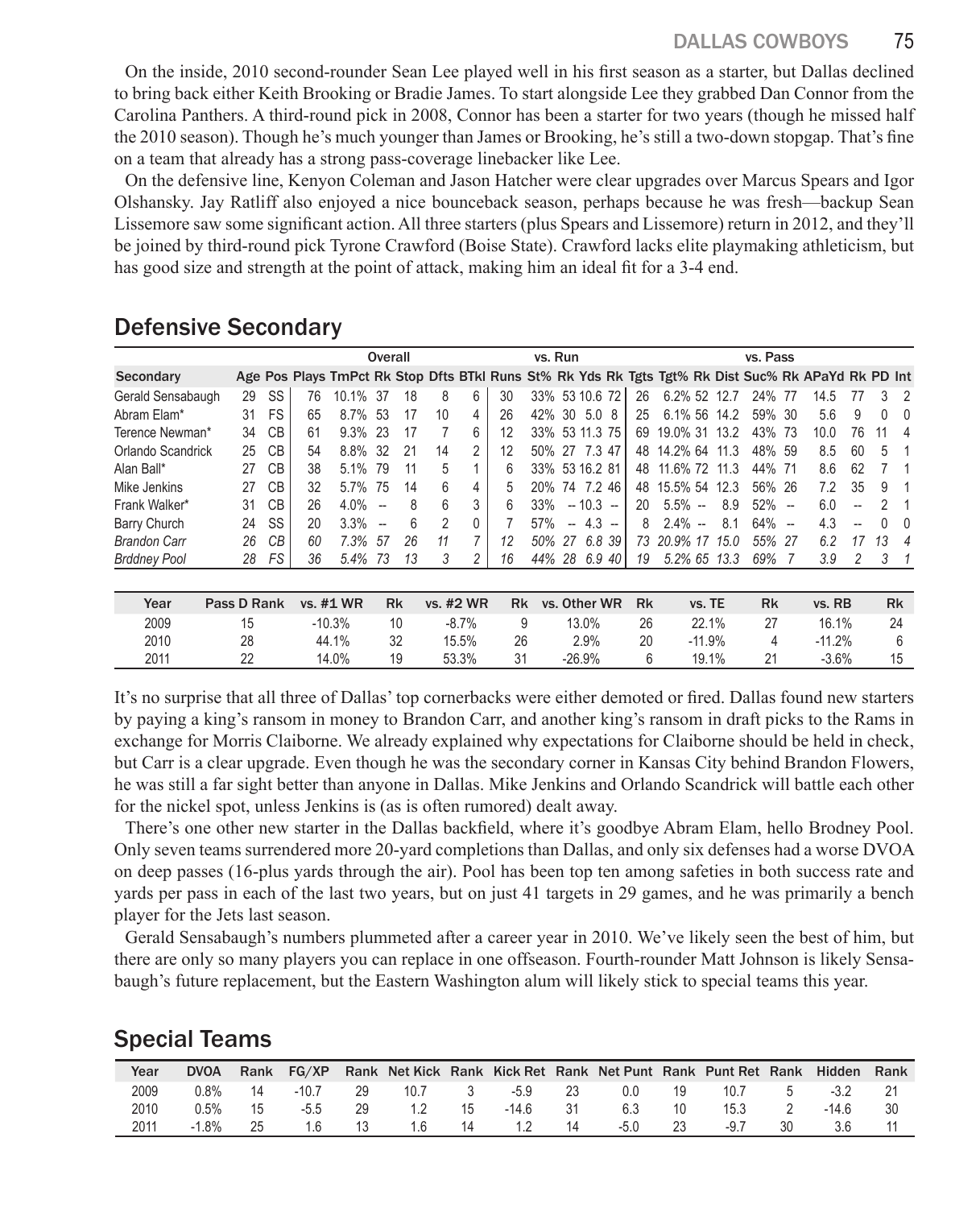On the inside, 2010 second-rounder Sean Lee played well in his first season as a starter, but Dallas declined to bring back either Keith Brooking or Bradie James. To start alongside Lee they grabbed Dan Connor from the Carolina Panthers. A third-round pick in 2008, Connor has been a starter for two years (though he missed half the 2010 season). Though he's much younger than James or Brooking, he's still a two-down stopgap. That's fine on a team that already has a strong pass-coverage linebacker like Lee.

On the defensive line, Kenyon Coleman and Jason Hatcher were clear upgrades over Marcus Spears and Igor Olshansky. Jay Ratliff also enjoyed a nice bounceback season, perhaps because he was fresh—backup Sean Lissemore saw some significant action. All three starters (plus Spears and Lissemore) return in 2012, and they'll be joined by third-round pick Tyrone Crawford (Boise State). Crawford lacks elite playmaking athleticism, but has good size and strength at the point of attack, making him an ideal fit for a 3-4 end.

## Defensive Secondary

| | | | Overall | | | | | | vs. Run | | | | | vs. Pass | | | | | | | | | |
|---|---|---|---|---|---|---|---|---|---|---|---|---|---|---|---|---|---|---|---|---|---|---|---|
| Secondary | Age | Pos | Plays | TmPct | Rk | Stop | Dfts | BTkl | Runs | St% | Rk | Yds | Rk | Tgts | Tgt% | Rk | Dist | Suc% | Rk | APaYd | Rk | PD | Int |
| Gerald Sensabaugh | 29 | SS | 76 | 10.1% | 37 | 18 | 8 | 6 | 30 | 33% | 53 | 10.6 | 72 | 26 | 6.2% | 52 | 12.7 | 24% | 77 | 14.5 | 77 | 3 | 2 |
| Abram Elam* | 31 | FS | 65 | 8.7% | 53 | 17 | 10 | 4 | 26 | 42% | 30 | 5.0 | 8 | 25 | 6.1% | 56 | 14.2 | 59% | 30 | 5.6 | 9 | 0 | 0 |
| Terence Newman* | 34 | CB | 61 | 9.3% | 23 | 17 | 7 | 6 | 12 | 33% | 53 | 11.3 | 75 | 69 | 19.0% | 31 | 13.2 | 43% | 73 | 10.0 | 76 | 11 | 4 |
| Orlando Scandrick | 25 | CB | 54 | 8.8% | 32 | 21 | 14 | 2 | 12 | 50% | 27 | 7.3 | 47 | 48 | 14.2% | 64 | 11.3 | 48% | 59 | 8.5 | 60 | 5 | 1 |
| Alan Ball* | 27 | CB | 38 | 5.1% | 79 | 11 | 5 | 1 | 6 | 33% | 53 | 16.2 | 81 | 48 | 11.6% | 72 | 11.3 | 44% | 71 | 8.6 | 62 | 7 | 1 |
| Mike Jenkins | 27 | CB | 32 | 5.7% | 75 | 14 | 6 | 4 | 5 | 20% | 74 | 7.2 | 46 | 48 | 15.5% | 54 | 12.3 | 56% | 26 | 7.2 | 35 | 9 | 1 |
| Frank Walker* | 31 | CB | 26 | 4.0% | -- | 8 | 6 | 3 | 6 | 33% | -- | 10.3 | -- | 20 | 5.5% | -- | 8.9 | 52% | -- | 6.0 | -- | 2 | 1 |
| Barry Church | 24 | SS | 20 | 3.3% | -- | 6 | 2 | 0 | 7 | 57% | -- | 4.3 | -- | 8 | 2.4% | -- | 8.1 | 64% | -- | 4.3 | -- | 0 | 0 |
| *Brandon Carr* | *26* | *CB* | *60* | *7.3%* | *57* | *26* | *11* | *7* | *12* | *50%* | *27* | *6.8* | *39* | *73* | *20.9%* | *17* | *15.0* | *55%* | *27* | *6.2* | *17* | *13* | *4* |
| *Brddney Pool* | *28* | *FS* | *36* | *5.4%* | *73* | *13* | *3* | *2* | *16* | *44%* | *28* | *6.9* | *40* | *19* | *5.2%* | *65* | *13.3* | *69%* | *7* | *3.9* | *2* | *3* | *1* |

| Year | Pass D Rank | vs. #1 WR | Rk | vs. #2 WR | Rk | vs. Other WR | Rk | vs. TE | Rk | vs. RB | Rk |
|---|---|---|---|---|---|---|---|---|---|---|---|
| 2009 | 15 | -10.3% | 10 | -8.7% | 9 | 13.0% | 26 | 22.1% | 27 | 16.1% | 24 |
| 2010 | 28 | 44.1% | 32 | 15.5% | 26 | 2.9% | 20 | -11.9% | 4 | -11.2% | 6 |
| 2011 | 22 | 14.0% | 19 | 53.3% | 31 | -26.9% | 6 | 19.1% | 21 | -3.6% | 15 |

It's no surprise that all three of Dallas' top cornerbacks were either demoted or fired. Dallas found new starters by paying a king's ransom in money to Brandon Carr, and another king's ransom in draft picks to the Rams in exchange for Morris Claiborne. We already explained why expectations for Claiborne should be held in check, but Carr is a clear upgrade. Even though he was the secondary corner in Kansas City behind Brandon Flowers, he was still a far sight better than anyone in Dallas. Mike Jenkins and Orlando Scandrick will battle each other for the nickel spot, unless Jenkins is (as is often rumored) dealt away.

There's one other new starter in the Dallas backfield, where it's goodbye Abram Elam, hello Brodney Pool. Only seven teams surrendered more 20-yard completions than Dallas, and only six defenses had a worse DVOA on deep passes (16-plus yards through the air). Pool has been top ten among safeties in both success rate and yards per pass in each of the last two years, but on just 41 targets in 29 games, and he was primarily a bench player for the Jets last season.

Gerald Sensabaugh's numbers plummeted after a career year in 2010. We've likely seen the best of him, but there are only so many players you can replace in one offseason. Fourth-rounder Matt Johnson is likely Sensabaugh's future replacement, but the Eastern Washington alum will likely stick to special teams this year.

## Special Teams

| Year | DVOA | Rank | FG/XP | Rank | Net Kick | Rank | Kick Ret | Rank | Net Punt | Rank | Punt Ret | Rank | Hidden | Rank |
|---|---|---|---|---|---|---|---|---|---|---|---|---|---|---|
| 2009 | 0.8% | 14 | -10.7 | 29 | 10.7 | 3 | -5.9 | 23 | 0.0 | 19 | 10.7 | 5 | -3.2 | 21 |
| 2010 | 0.5% | 15 | -5.5 | 29 | 1.2 | 15 | -14.6 | 31 | 6.3 | 10 | 15.3 | 2 | -14.6 | 30 |
| 2011 | -1.8% | 25 | 1.6 | 13 | 1.6 | 14 | 1.2 | 14 | -5.0 | 23 | -9.7 | 30 | 3.6 | 11 |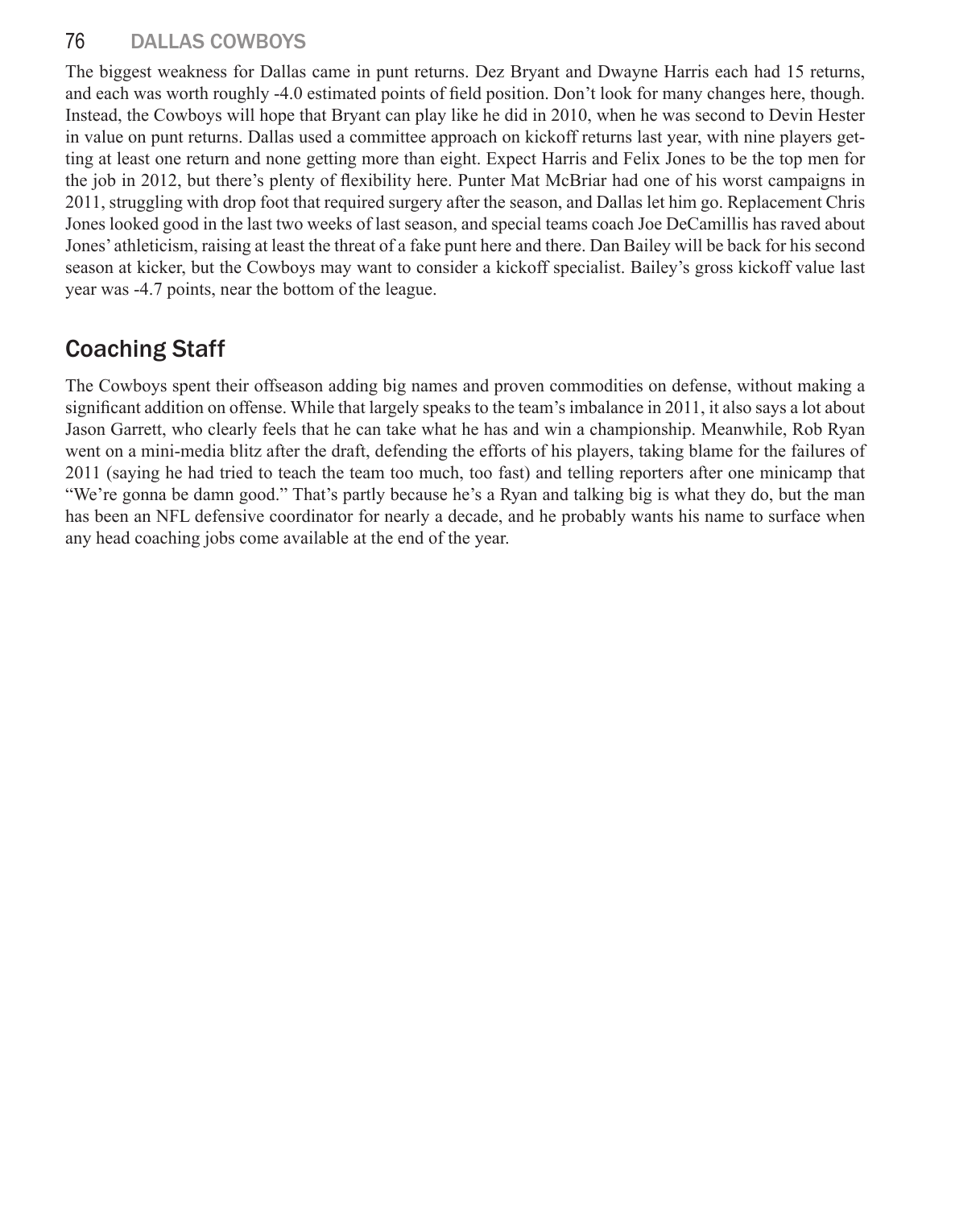The biggest weakness for Dallas came in punt returns. Dez Bryant and Dwayne Harris each had 15 returns, and each was worth roughly -4.0 estimated points of field position. Don't look for many changes here, though. Instead, the Cowboys will hope that Bryant can play like he did in 2010, when he was second to Devin Hester in value on punt returns. Dallas used a committee approach on kickoff returns last year, with nine players getting at least one return and none getting more than eight. Expect Harris and Felix Jones to be the top men for the job in 2012, but there's plenty of flexibility here. Punter Mat McBriar had one of his worst campaigns in 2011, struggling with drop foot that required surgery after the season, and Dallas let him go. Replacement Chris Jones looked good in the last two weeks of last season, and special teams coach Joe DeCamillis has raved about Jones' athleticism, raising at least the threat of a fake punt here and there. Dan Bailey will be back for his second season at kicker, but the Cowboys may want to consider a kickoff specialist. Bailey's gross kickoff value last year was -4.7 points, near the bottom of the league.

## Coaching Staff

The Cowboys spent their offseason adding big names and proven commodities on defense, without making a significant addition on offense. While that largely speaks to the team's imbalance in 2011, it also says a lot about Jason Garrett, who clearly feels that he can take what he has and win a championship. Meanwhile, Rob Ryan went on a mini-media blitz after the draft, defending the efforts of his players, taking blame for the failures of 2011 (saying he had tried to teach the team too much, too fast) and telling reporters after one minicamp that "We're gonna be damn good." That's partly because he's a Ryan and talking big is what they do, but the man has been an NFL defensive coordinator for nearly a decade, and he probably wants his name to surface when any head coaching jobs come available at the end of the year.